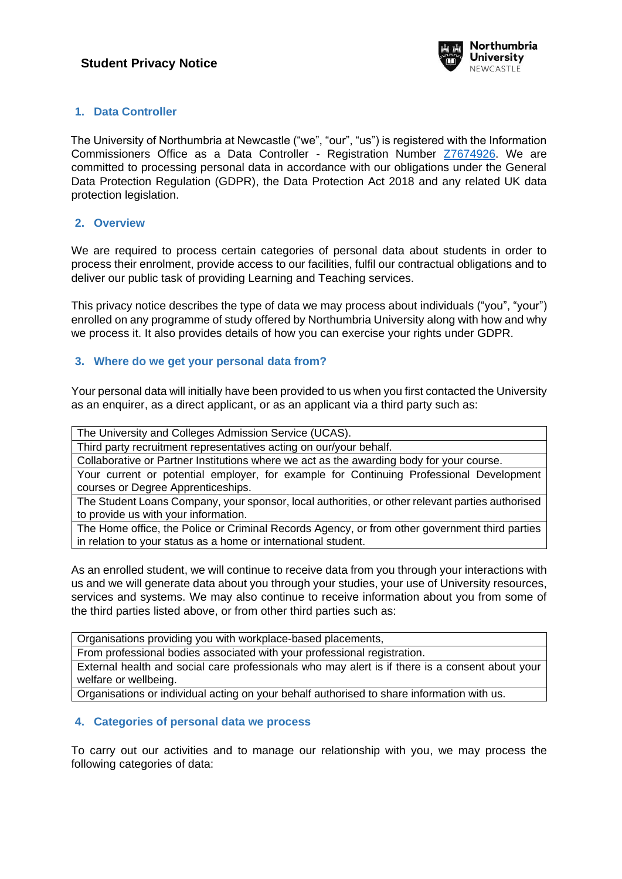# Student Privacy Notice

## 1. Data Controller

The University of Northumbria at Newcastle ("we", "our", "us") is registered with the Information Commissioners Office as a Data Controller - Registration Number Z7674926. We are committed to processing personal data in accordance with our obligations under the General Data Protection Regulation (GDPR), the Data Protection Act 2018 and any related UK data protection legislation.

## 2. Overview

We are required to process certain categories of personal data about students in order to process their enrolment, provide access to our facilities, fulfil our contractual obligations and to deliver our public task of providing Learning and Teaching services.

This privacy notice describes the type of data we may process about individuals ("you", "your") enrolled on any programme of study offered by Northumbria University along with how and why we process it. It also provides details of how you can exercise your rights under GDPR.

## 3. Where do we get your personal data from?

Your personal data will initially have been provided to us when you first contacted the University as an enquirer, as a direct applicant, or as an applicant via a third party such as:

| |
|---|
| The University and Colleges Admission Service (UCAS). |
| Third party recruitment representatives acting on our/your behalf. |
| Collaborative or Partner Institutions where we act as the awarding body for your course. |
| Your current or potential employer, for example for Continuing Professional Development courses or Degree Apprenticeships. |
| The Student Loans Company, your sponsor, local authorities, or other relevant parties authorised to provide us with your information. |
| The Home office, the Police or Criminal Records Agency, or from other government third parties in relation to your status as a home or international student. |

As an enrolled student, we will continue to receive data from you through your interactions with us and we will generate data about you through your studies, your use of University resources, services and systems. We may also continue to receive information about you from some of the third parties listed above, or from other third parties such as:

| |
|---|
| Organisations providing you with workplace-based placements, |
| From professional bodies associated with your professional registration. |
| External health and social care professionals who may alert is if there is a consent about your welfare or wellbeing. |
| Organisations or individual acting on your behalf authorised to share information with us. |

## 4. Categories of personal data we process

To carry out our activities and to manage our relationship with you, we may process the following categories of data: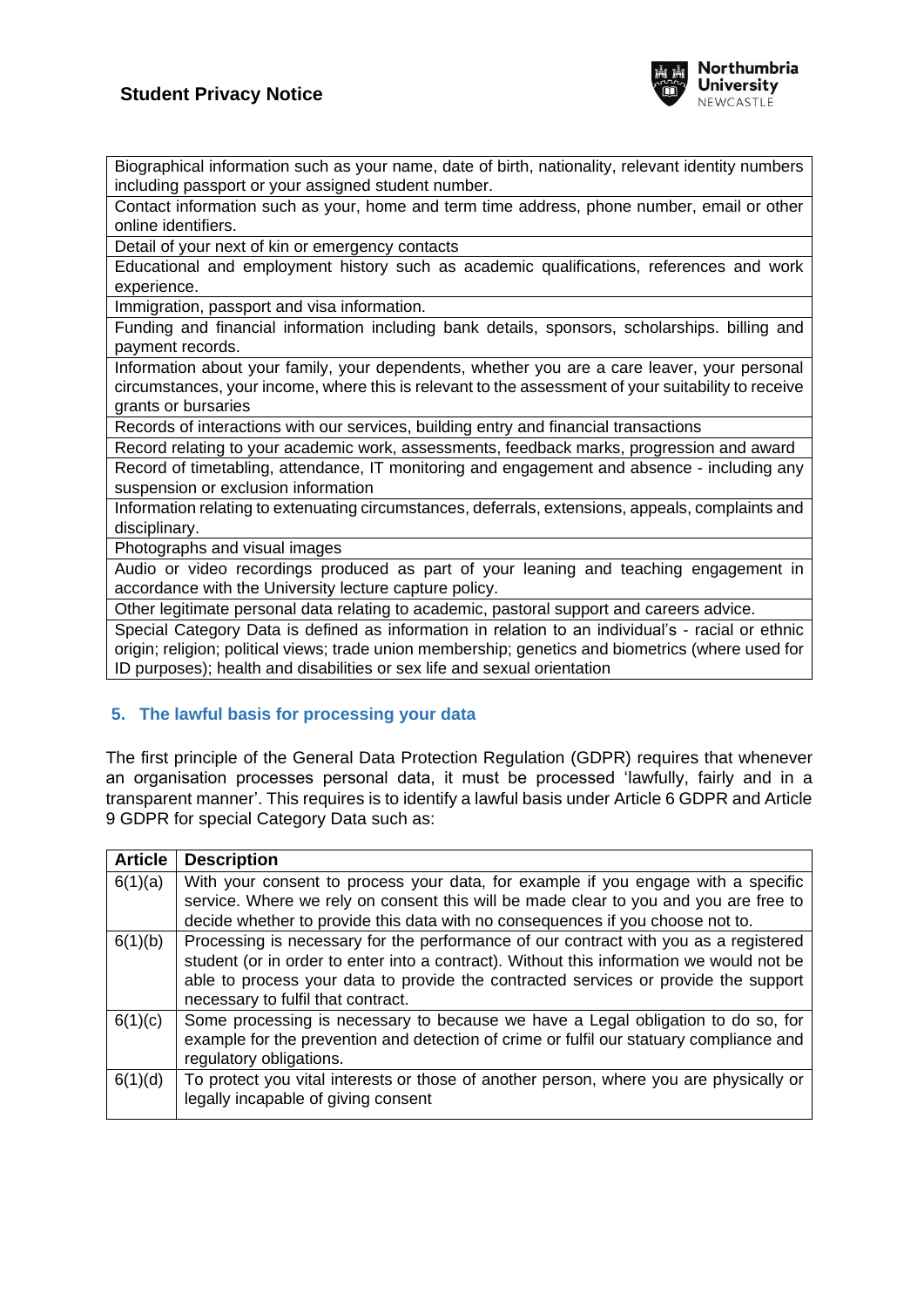| Biographical information such as your name, date of birth, nationality, relevant identity numbers including passport or your assigned student number. |
|---|
| Contact information such as your, home and term time address, phone number, email or other online identifiers. |
| Detail of your next of kin or emergency contacts |
| Educational and employment history such as academic qualifications, references and work experience. |
| Immigration, passport and visa information. |
| Funding and financial information including bank details, sponsors, scholarships. billing and payment records. |
| Information about your family, your dependents, whether you are a care leaver, your personal circumstances, your income, where this is relevant to the assessment of your suitability to receive grants or bursaries |
| Records of interactions with our services, building entry and financial transactions |
| Record relating to your academic work, assessments, feedback marks, progression and award |
| Record of timetabling, attendance, IT monitoring and engagement and absence - including any suspension or exclusion information |
| Information relating to extenuating circumstances, deferrals, extensions, appeals, complaints and disciplinary. |
| Photographs and visual images |
| Audio or video recordings produced as part of your leaning and teaching engagement in accordance with the University lecture capture policy. |
| Other legitimate personal data relating to academic, pastoral support and careers advice. |
| Special Category Data is defined as information in relation to an individual's - racial or ethnic origin; religion; political views; trade union membership; genetics and biometrics (where used for ID purposes); health and disabilities or sex life and sexual orientation |

## 5. The lawful basis for processing your data

The first principle of the General Data Protection Regulation (GDPR) requires that whenever an organisation processes personal data, it must be processed 'lawfully, fairly and in a transparent manner'. This requires is to identify a lawful basis under Article 6 GDPR and Article 9 GDPR for special Category Data such as:

| Article | Description |
|---|---|
| 6(1)(a) | With your consent to process your data, for example if you engage with a specific service. Where we rely on consent this will be made clear to you and you are free to decide whether to provide this data with no consequences if you choose not to. |
| 6(1)(b) | Processing is necessary for the performance of our contract with you as a registered student (or in order to enter into a contract). Without this information we would not be able to process your data to provide the contracted services or provide the support necessary to fulfil that contract. |
| 6(1)(c) | Some processing is necessary to because we have a Legal obligation to do so, for example for the prevention and detection of crime or fulfil our statuary compliance and regulatory obligations. |
| 6(1)(d) | To protect you vital interests or those of another person, where you are physically or legally incapable of giving consent |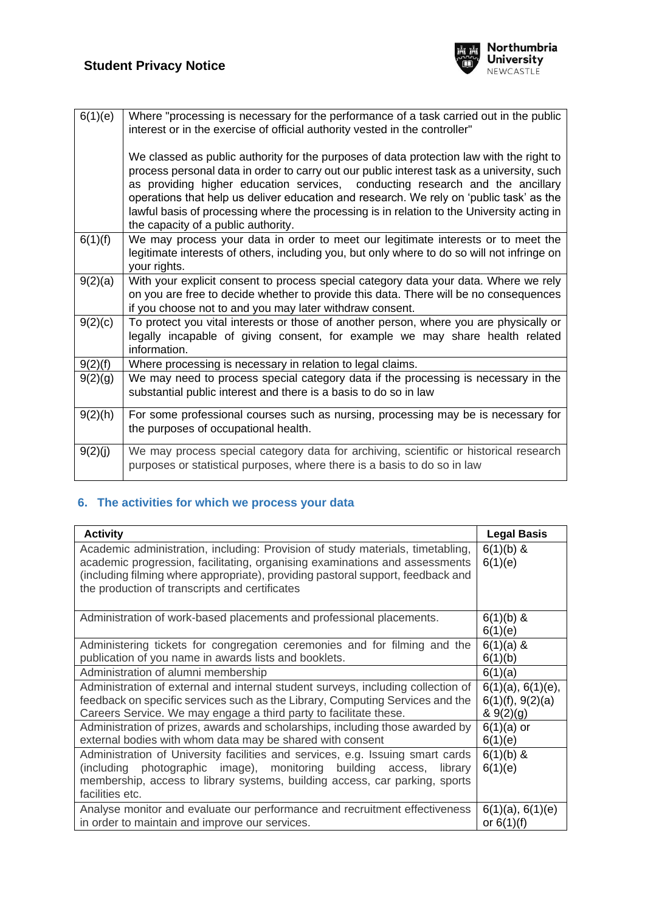| | |
|---|---|
| 6(1)(e) | Where "processing is necessary for the performance of a task carried out in the public interest or in the exercise of official authority vested in the controller"<br><br>We classed as public authority for the purposes of data protection law with the right to process personal data in order to carry out our public interest task as a university, such as providing higher education services, conducting research and the ancillary operations that help us deliver education and research. We rely on 'public task' as the lawful basis of processing where the processing is in relation to the University acting in the capacity of a public authority. |
| 6(1)(f) | We may process your data in order to meet our legitimate interests or to meet the legitimate interests of others, including you, but only where to do so will not infringe on your rights. |
| 9(2)(a) | With your explicit consent to process special category data your data. Where we rely on you are free to decide whether to provide this data. There will be no consequences if you choose not to and you may later withdraw consent. |
| 9(2)(c) | To protect you vital interests or those of another person, where you are physically or legally incapable of giving consent, for example we may share health related information. |
| 9(2)(f) | Where processing is necessary in relation to legal claims. |
| 9(2)(g) | We may need to process special category data if the processing is necessary in the substantial public interest and there is a basis to do so in law |
| 9(2)(h) | For some professional courses such as nursing, processing may be is necessary for the purposes of occupational health. |
| 9(2)(j) | We may process special category data for archiving, scientific or historical research purposes or statistical purposes, where there is a basis to do so in law |

## 6. The activities for which we process your data

| Activity | Legal Basis |
|---|---|
| Academic administration, including: Provision of study materials, timetabling, academic progression, facilitating, organising examinations and assessments (including filming where appropriate), providing pastoral support, feedback and the production of transcripts and certificates | 6(1)(b) & 6(1)(e) |
| Administration of work-based placements and professional placements. | 6(1)(b) & 6(1)(e) |
| Administering tickets for congregation ceremonies and for filming and the publication of you name in awards lists and booklets. | 6(1)(a) & 6(1)(b) |
| Administration of alumni membership | 6(1)(a) |
| Administration of external and internal student surveys, including collection of feedback on specific services such as the Library, Computing Services and the Careers Service. We may engage a third party to facilitate these. | 6(1)(a), 6(1)(e), 6(1)(f), 9(2)(a) & 9(2)(g) |
| Administration of prizes, awards and scholarships, including those awarded by external bodies with whom data may be shared with consent | 6(1)(a) or 6(1)(e) |
| Administration of University facilities and services, e.g. Issuing smart cards (including photographic image), monitoring building access, library membership, access to library systems, building access, car parking, sports facilities etc. | 6(1)(b) & 6(1)(e) |
| Analyse monitor and evaluate our performance and recruitment effectiveness in order to maintain and improve our services. | 6(1)(a), 6(1)(e) or 6(1)(f) |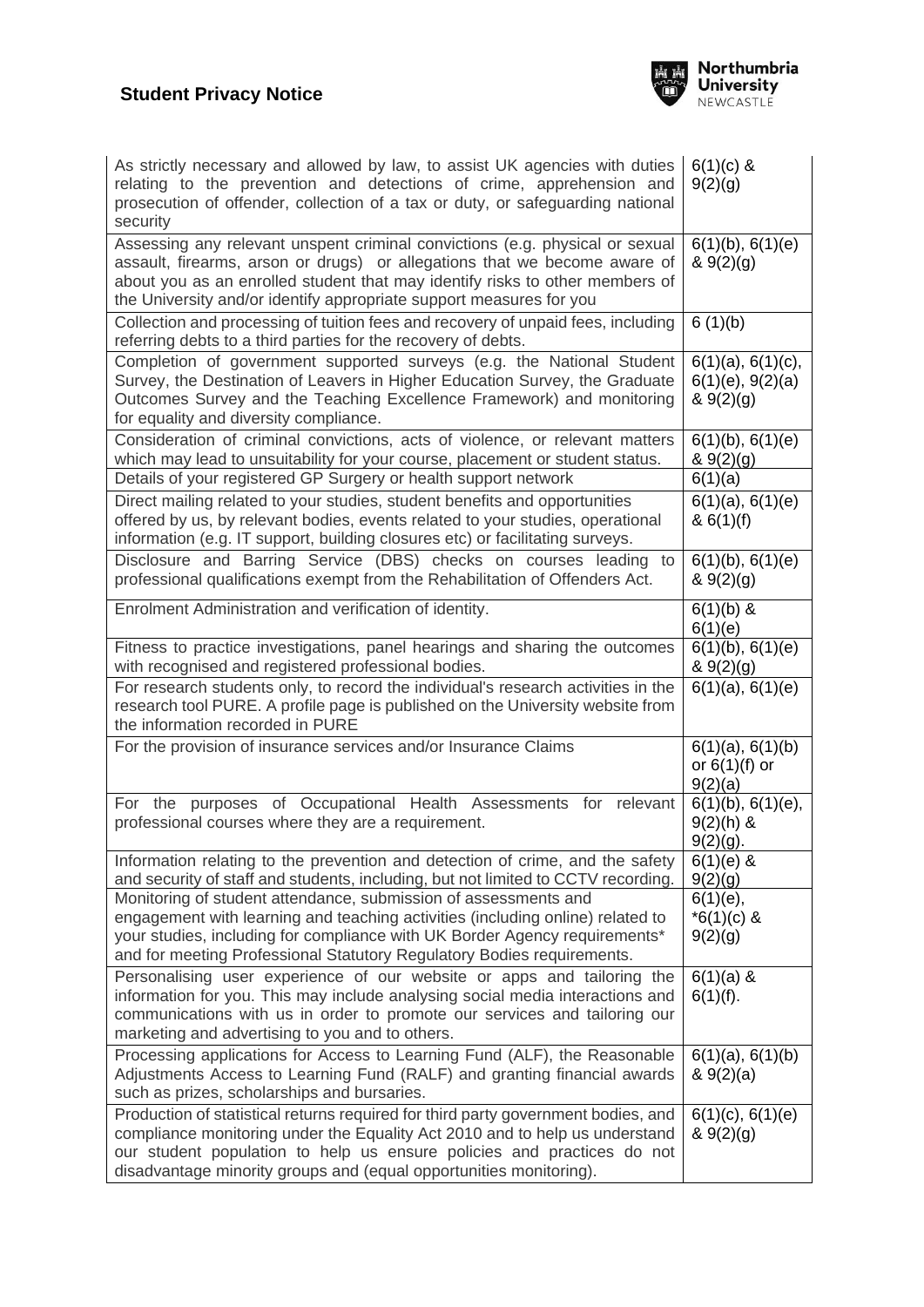| | |
|---|---|
| As strictly necessary and allowed by law, to assist UK agencies with duties relating to the prevention and detections of crime, apprehension and prosecution of offender, collection of a tax or duty, or safeguarding national security | 6(1)(c) & 9(2)(g) |
| Assessing any relevant unspent criminal convictions (e.g. physical or sexual assault, firearms, arson or drugs) or allegations that we become aware of about you as an enrolled student that may identify risks to other members of the University and/or identify appropriate support measures for you | 6(1)(b), 6(1)(e) & 9(2)(g) |
| Collection and processing of tuition fees and recovery of unpaid fees, including referring debts to a third parties for the recovery of debts. | 6 (1)(b) |
| Completion of government supported surveys (e.g. the National Student Survey, the Destination of Leavers in Higher Education Survey, the Graduate Outcomes Survey and the Teaching Excellence Framework) and monitoring for equality and diversity compliance. | 6(1)(a), 6(1)(c), 6(1)(e), 9(2)(a) & 9(2)(g) |
| Consideration of criminal convictions, acts of violence, or relevant matters which may lead to unsuitability for your course, placement or student status. | 6(1)(b), 6(1)(e) & 9(2)(g) |
| Details of your registered GP Surgery or health support network | 6(1)(a) |
| Direct mailing related to your studies, student benefits and opportunities offered by us, by relevant bodies, events related to your studies, operational information (e.g. IT support, building closures etc) or facilitating surveys. | 6(1)(a), 6(1)(e) & 6(1)(f) |
| Disclosure and Barring Service (DBS) checks on courses leading to professional qualifications exempt from the Rehabilitation of Offenders Act. | 6(1)(b), 6(1)(e) & 9(2)(g) |
| Enrolment Administration and verification of identity. | 6(1)(b) & 6(1)(e) |
| Fitness to practice investigations, panel hearings and sharing the outcomes with recognised and registered professional bodies. | 6(1)(b), 6(1)(e) & 9(2)(g) |
| For research students only, to record the individual's research activities in the research tool PURE. A profile page is published on the University website from the information recorded in PURE | 6(1)(a), 6(1)(e) |
| For the provision of insurance services and/or Insurance Claims | 6(1)(a), 6(1)(b) or 6(1)(f) or 9(2)(a) |
| For the purposes of Occupational Health Assessments for relevant professional courses where they are a requirement. | 6(1)(b), 6(1)(e), 9(2)(h) & 9(2)(g). |
| Information relating to the prevention and detection of crime, and the safety and security of staff and students, including, but not limited to CCTV recording. | 6(1)(e) & 9(2)(g) |
| Monitoring of student attendance, submission of assessments and engagement with learning and teaching activities (including online) related to your studies, including for compliance with UK Border Agency requirements* and for meeting Professional Statutory Regulatory Bodies requirements. | 6(1)(e), *6(1)(c) & 9(2)(g) |
| Personalising user experience of our website or apps and tailoring the information for you. This may include analysing social media interactions and communications with us in order to promote our services and tailoring our marketing and advertising to you and to others. | 6(1)(a) & 6(1)(f). |
| Processing applications for Access to Learning Fund (ALF), the Reasonable Adjustments Access to Learning Fund (RALF) and granting financial awards such as prizes, scholarships and bursaries. | 6(1)(a), 6(1)(b) & 9(2)(a) |
| Production of statistical returns required for third party government bodies, and compliance monitoring under the Equality Act 2010 and to help us understand our student population to help us ensure policies and practices do not disadvantage minority groups and (equal opportunities monitoring). | 6(1)(c), 6(1)(e) & 9(2)(g) |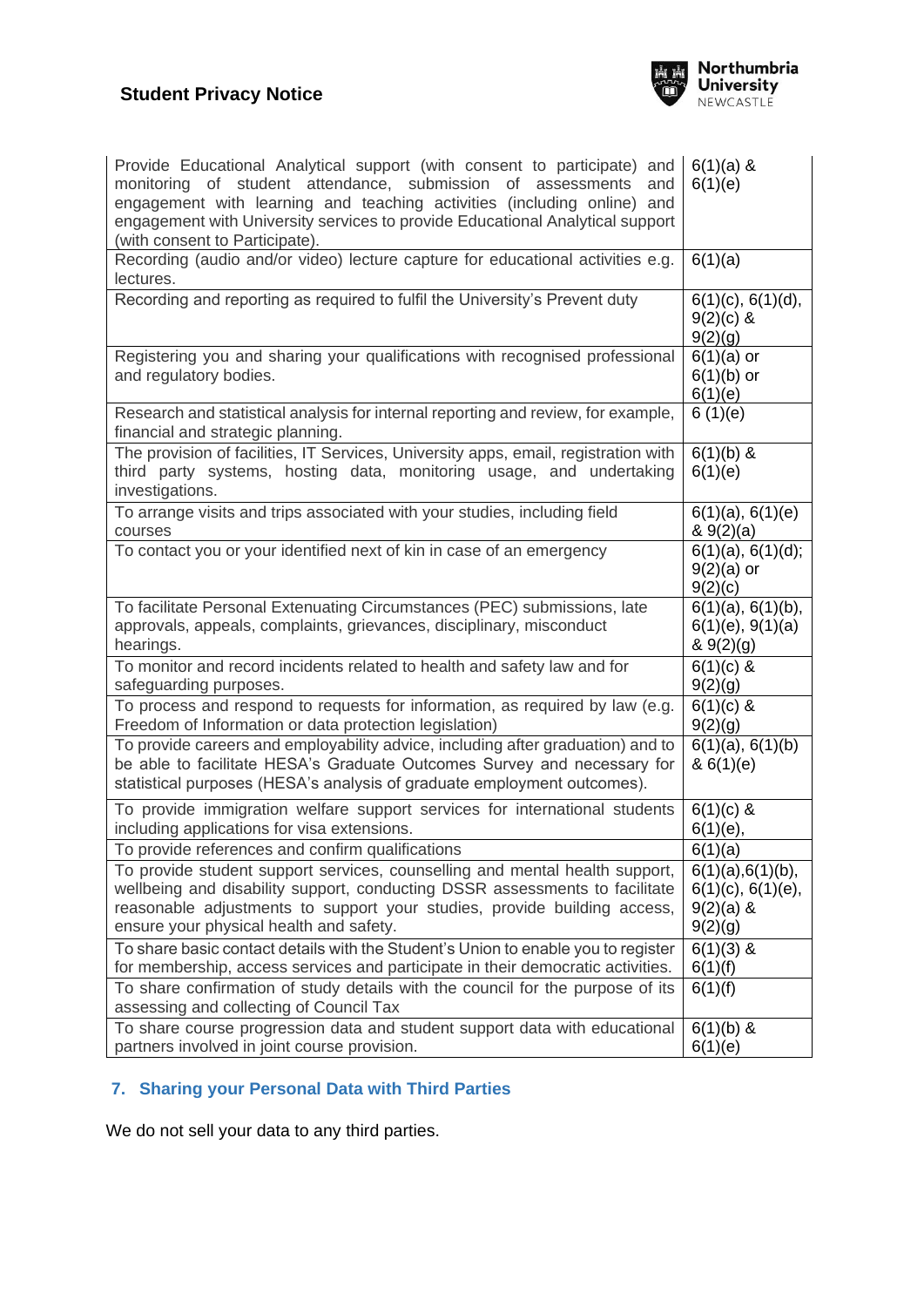| | |
|---|---|
| Provide Educational Analytical support (with consent to participate) and monitoring of student attendance, submission of assessments and engagement with learning and teaching activities (including online) and engagement with University services to provide Educational Analytical support (with consent to Participate). | 6(1)(a) & 6(1)(e) |
| Recording (audio and/or video) lecture capture for educational activities e.g. lectures. | 6(1)(a) |
| Recording and reporting as required to fulfil the University's Prevent duty | 6(1)(c), 6(1)(d), 9(2)(c) & 9(2)(g) |
| Registering you and sharing your qualifications with recognised professional and regulatory bodies. | 6(1)(a) or 6(1)(b) or 6(1)(e) |
| Research and statistical analysis for internal reporting and review, for example, financial and strategic planning. | 6 (1)(e) |
| The provision of facilities, IT Services, University apps, email, registration with third party systems, hosting data, monitoring usage, and undertaking investigations. | 6(1)(b) & 6(1)(e) |
| To arrange visits and trips associated with your studies, including field courses | 6(1)(a), 6(1)(e) & 9(2)(a) |
| To contact you or your identified next of kin in case of an emergency | 6(1)(a), 6(1)(d); 9(2)(a) or 9(2)(c) |
| To facilitate Personal Extenuating Circumstances (PEC) submissions, late approvals, appeals, complaints, grievances, disciplinary, misconduct hearings. | 6(1)(a), 6(1)(b), 6(1)(e), 9(1)(a) & 9(2)(g) |
| To monitor and record incidents related to health and safety law and for safeguarding purposes. | 6(1)(c) & 9(2)(g) |
| To process and respond to requests for information, as required by law (e.g. Freedom of Information or data protection legislation) | 6(1)(c) & 9(2)(g) |
| To provide careers and employability advice, including after graduation) and to be able to facilitate HESA's Graduate Outcomes Survey and necessary for statistical purposes (HESA's analysis of graduate employment outcomes). | 6(1)(a), 6(1)(b) & 6(1)(e) |
| To provide immigration welfare support services for international students including applications for visa extensions. | 6(1)(c) & 6(1)(e), |
| To provide references and confirm qualifications | 6(1)(a) |
| To provide student support services, counselling and mental health support, wellbeing and disability support, conducting DSSR assessments to facilitate reasonable adjustments to support your studies, provide building access, ensure your physical health and safety. | 6(1)(a),6(1)(b), 6(1)(c), 6(1)(e), 9(2)(a) & 9(2)(g) |
| To share basic contact details with the Student's Union to enable you to register for membership, access services and participate in their democratic activities. | 6(1)(3) & 6(1)(f) |
| To share confirmation of study details with the council for the purpose of its assessing and collecting of Council Tax | 6(1)(f) |
| To share course progression data and student support data with educational partners involved in joint course provision. | 6(1)(b) & 6(1)(e) |

## 7. Sharing your Personal Data with Third Parties

We do not sell your data to any third parties.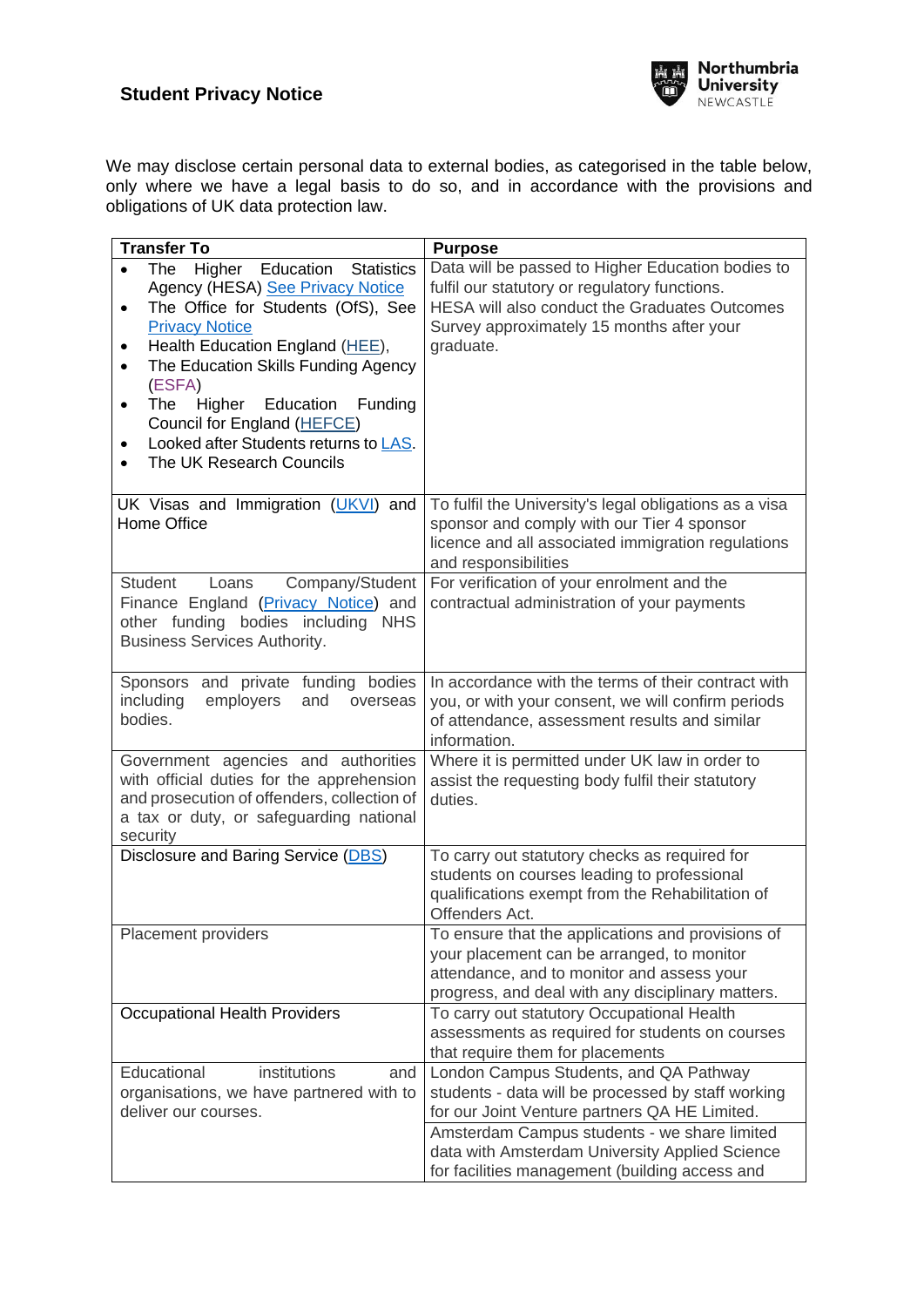## Student Privacy Notice

We may disclose certain personal data to external bodies, as categorised in the table below, only where we have a legal basis to do so, and in accordance with the provisions and obligations of UK data protection law.

| Transfer To | Purpose |
|---|---|
| • The Higher Education Statistics Agency (HESA) See Privacy Notice<br>• The Office for Students (OfS), See Privacy Notice<br>• Health Education England (HEE),<br>• The Education Skills Funding Agency (ESFA)<br>• The Higher Education Funding Council for England (HEFCE)<br>• Looked after Students returns to LAS.<br>• The UK Research Councils | Data will be passed to Higher Education bodies to fulfil our statutory or regulatory functions.<br>HESA will also conduct the Graduates Outcomes Survey approximately 15 months after your graduate. |
| UK Visas and Immigration (UKVI) and Home Office | To fulfil the University's legal obligations as a visa sponsor and comply with our Tier 4 sponsor licence and all associated immigration regulations and responsibilities |
| Student Loans Company/Student Finance England (Privacy Notice) and other funding bodies including NHS Business Services Authority. | For verification of your enrolment and the contractual administration of your payments |
| Sponsors and private funding bodies including employers and overseas bodies. | In accordance with the terms of their contract with you, or with your consent, we will confirm periods of attendance, assessment results and similar information. |
| Government agencies and authorities with official duties for the apprehension and prosecution of offenders, collection of a tax or duty, or safeguarding national security | Where it is permitted under UK law in order to assist the requesting body fulfil their statutory duties. |
| Disclosure and Baring Service (DBS) | To carry out statutory checks as required for students on courses leading to professional qualifications exempt from the Rehabilitation of Offenders Act. |
| Placement providers | To ensure that the applications and provisions of your placement can be arranged, to monitor attendance, and to monitor and assess your progress, and deal with any disciplinary matters. |
| Occupational Health Providers | To carry out statutory Occupational Health assessments as required for students on courses that require them for placements |
| Educational institutions and organisations, we have partnered with to deliver our courses. | London Campus Students, and QA Pathway students - data will be processed by staff working for our Joint Venture partners QA HE Limited. |
| | Amsterdam Campus students - we share limited data with Amsterdam University Applied Science for facilities management (building access and |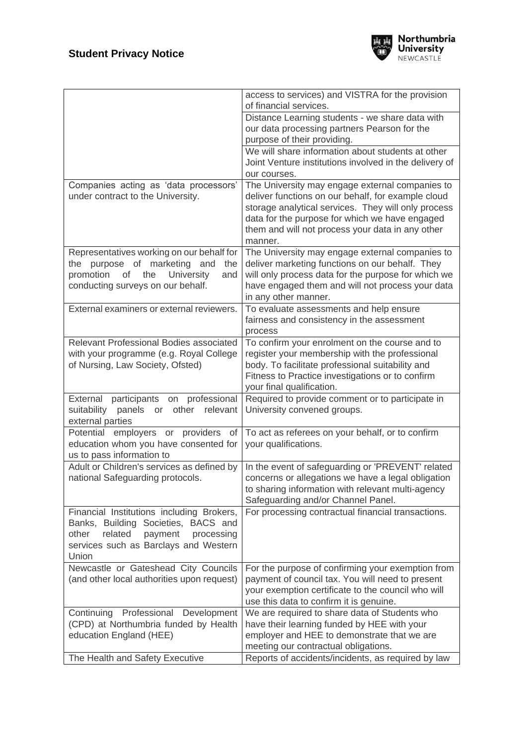| | |
|---|---|
| | access to services) and VISTRA for the provision of financial services. |
| | Distance Learning students - we share data with our data processing partners Pearson for the purpose of their providing. |
| | We will share information about students at other Joint Venture institutions involved in the delivery of our courses. |
| Companies acting as 'data processors' under contract to the University. | The University may engage external companies to deliver functions on our behalf, for example cloud storage analytical services. They will only process data for the purpose for which we have engaged them and will not process your data in any other manner. |
| Representatives working on our behalf for the purpose of marketing and the promotion of the University and conducting surveys on our behalf. | The University may engage external companies to deliver marketing functions on our behalf. They will only process data for the purpose for which we have engaged them and will not process your data in any other manner. |
| External examiners or external reviewers. | To evaluate assessments and help ensure fairness and consistency in the assessment process |
| Relevant Professional Bodies associated with your programme (e.g. Royal College of Nursing, Law Society, Ofsted) | To confirm your enrolment on the course and to register your membership with the professional body. To facilitate professional suitability and Fitness to Practice investigations or to confirm your final qualification. |
| External participants on professional suitability panels or other relevant external parties | Required to provide comment or to participate in University convened groups. |
| Potential employers or providers of education whom you have consented for us to pass information to | To act as referees on your behalf, or to confirm your qualifications. |
| Adult or Children's services as defined by national Safeguarding protocols. | In the event of safeguarding or 'PREVENT' related concerns or allegations we have a legal obligation to sharing information with relevant multi-agency Safeguarding and/or Channel Panel. |
| Financial Institutions including Brokers, Banks, Building Societies, BACS and other related payment processing services such as Barclays and Western Union | For processing contractual financial transactions. |
| Newcastle or Gateshead City Councils (and other local authorities upon request) | For the purpose of confirming your exemption from payment of council tax. You will need to present your exemption certificate to the council who will use this data to confirm it is genuine. |
| Continuing Professional Development (CPD) at Northumbria funded by Health education England (HEE) | We are required to share data of Students who have their learning funded by HEE with your employer and HEE to demonstrate that we are meeting our contractual obligations. |
| The Health and Safety Executive | Reports of accidents/incidents, as required by law |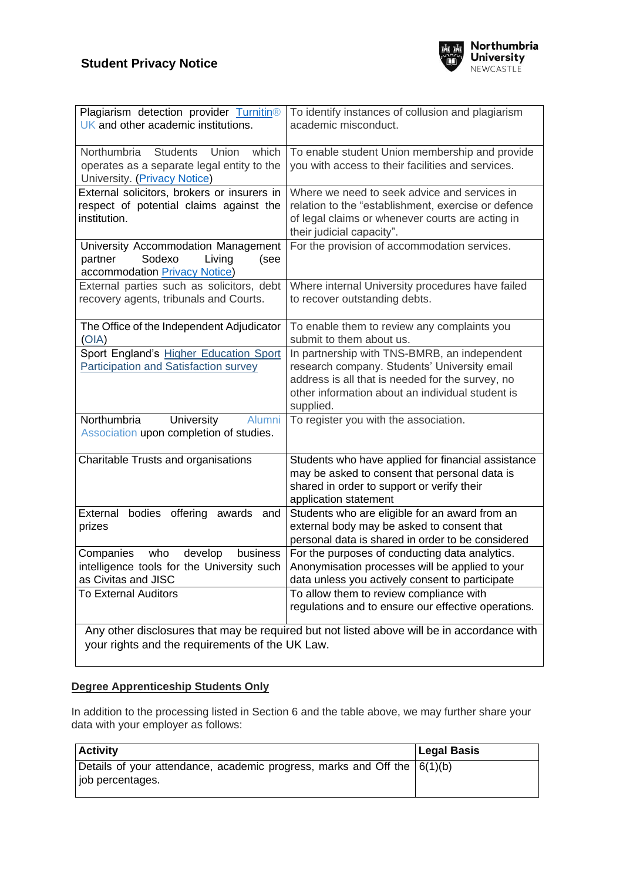| | |
|---|---|
| Plagiarism detection provider Turnitin® UK and other academic institutions. | To identify instances of collusion and plagiarism academic misconduct. |
| Northumbria Students Union which operates as a separate legal entity to the University. (Privacy Notice) | To enable student Union membership and provide you with access to their facilities and services. |
| External solicitors, brokers or insurers in respect of potential claims against the institution. | Where we need to seek advice and services in relation to the "establishment, exercise or defence of legal claims or whenever courts are acting in their judicial capacity". |
| University Accommodation Management partner Sodexo Living (see accommodation Privacy Notice) | For the provision of accommodation services. |
| External parties such as solicitors, debt recovery agents, tribunals and Courts. | Where internal University procedures have failed to recover outstanding debts. |
| The Office of the Independent Adjudicator (OIA) | To enable them to review any complaints you submit to them about us. |
| Sport England's Higher Education Sport Participation and Satisfaction survey | In partnership with TNS-BMRB, an independent research company. Students' University email address is all that is needed for the survey, no other information about an individual student is supplied. |
| Northumbria University Alumni Association upon completion of studies. | To register you with the association. |
| Charitable Trusts and organisations | Students who have applied for financial assistance may be asked to consent that personal data is shared in order to support or verify their application statement |
| External bodies offering awards and prizes | Students who are eligible for an award from an external body may be asked to consent that personal data is shared in order to be considered |
| Companies who develop business intelligence tools for the University such as Civitas and JISC | For the purposes of conducting data analytics. Anonymisation processes will be applied to your data unless you actively consent to participate |
| To External Auditors | To allow them to review compliance with regulations and to ensure our effective operations. |
| Any other disclosures that may be required but not listed above will be in accordance with your rights and the requirements of the UK Law. | |

**Degree Apprenticeship Students Only**

In addition to the processing listed in Section 6 and the table above, we may further share your data with your employer as follows:

| Activity | Legal Basis |
|---|---|
| Details of your attendance, academic progress, marks and Off the job percentages. | 6(1)(b) |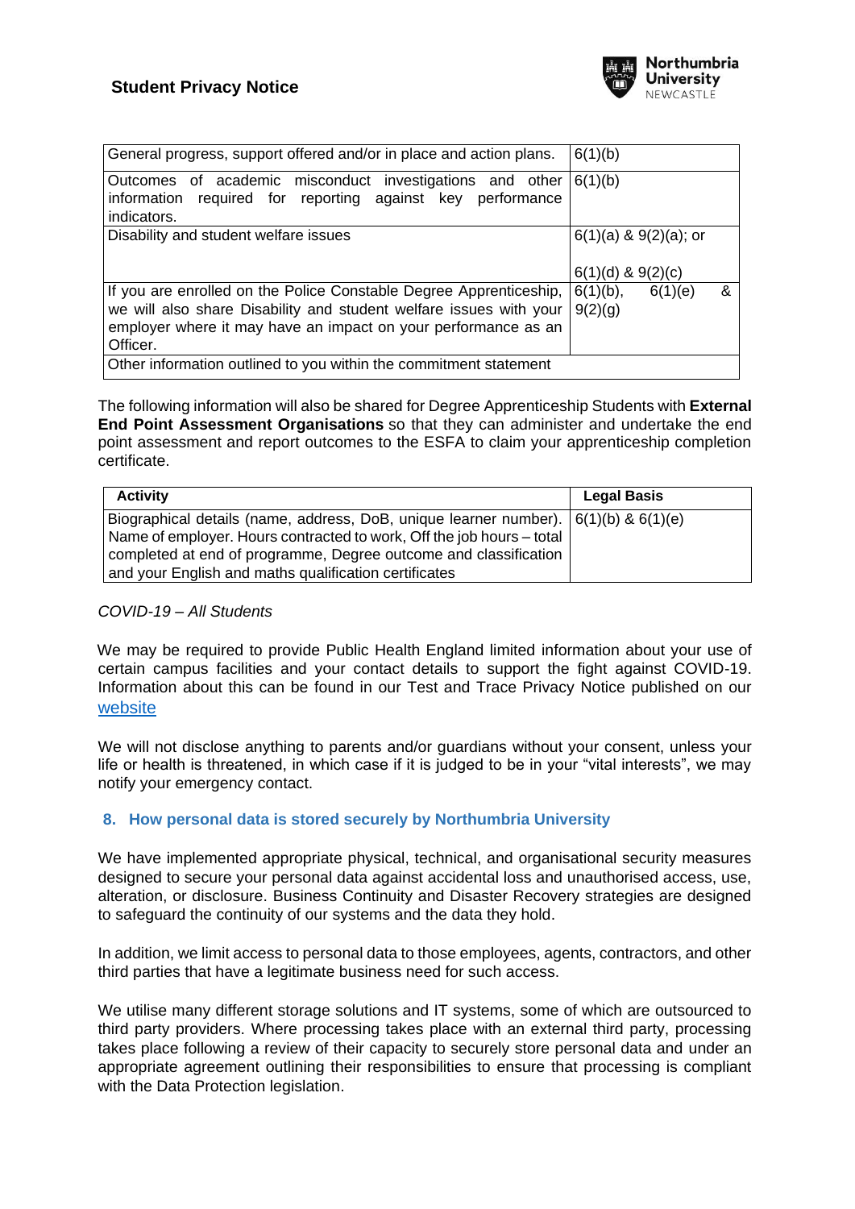| General progress, support offered and/or in place and action plans. | 6(1)(b) |
|---|---|
| Outcomes of academic misconduct investigations and other information required for reporting against key performance indicators. | 6(1)(b) |
| Disability and student welfare issues | 6(1)(a) & 9(2)(a); or<br><br>6(1)(d) & 9(2)(c) |
| If you are enrolled on the Police Constable Degree Apprenticeship, we will also share Disability and student welfare issues with your employer where it may have an impact on your performance as an Officer. | 6(1)(b), 6(1)(e) & 9(2)(g) |
| Other information outlined to you within the commitment statement | |

The following information will also be shared for Degree Apprenticeship Students with **External End Point Assessment Organisations** so that they can administer and undertake the end point assessment and report outcomes to the ESFA to claim your apprenticeship completion certificate.

| Activity | Legal Basis |
|---|---|
| Biographical details (name, address, DoB, unique learner number). Name of employer. Hours contracted to work, Off the job hours – total completed at end of programme, Degree outcome and classification and your English and maths qualification certificates | 6(1)(b) & 6(1)(e) |

*COVID-19 – All Students*

We may be required to provide Public Health England limited information about your use of certain campus facilities and your contact details to support the fight against COVID-19. Information about this can be found in our Test and Trace Privacy Notice published on our website

We will not disclose anything to parents and/or guardians without your consent, unless your life or health is threatened, in which case if it is judged to be in your "vital interests", we may notify your emergency contact.

## 8. How personal data is stored securely by Northumbria University

We have implemented appropriate physical, technical, and organisational security measures designed to secure your personal data against accidental loss and unauthorised access, use, alteration, or disclosure. Business Continuity and Disaster Recovery strategies are designed to safeguard the continuity of our systems and the data they hold.

In addition, we limit access to personal data to those employees, agents, contractors, and other third parties that have a legitimate business need for such access.

We utilise many different storage solutions and IT systems, some of which are outsourced to third party providers. Where processing takes place with an external third party, processing takes place following a review of their capacity to securely store personal data and under an appropriate agreement outlining their responsibilities to ensure that processing is compliant with the Data Protection legislation.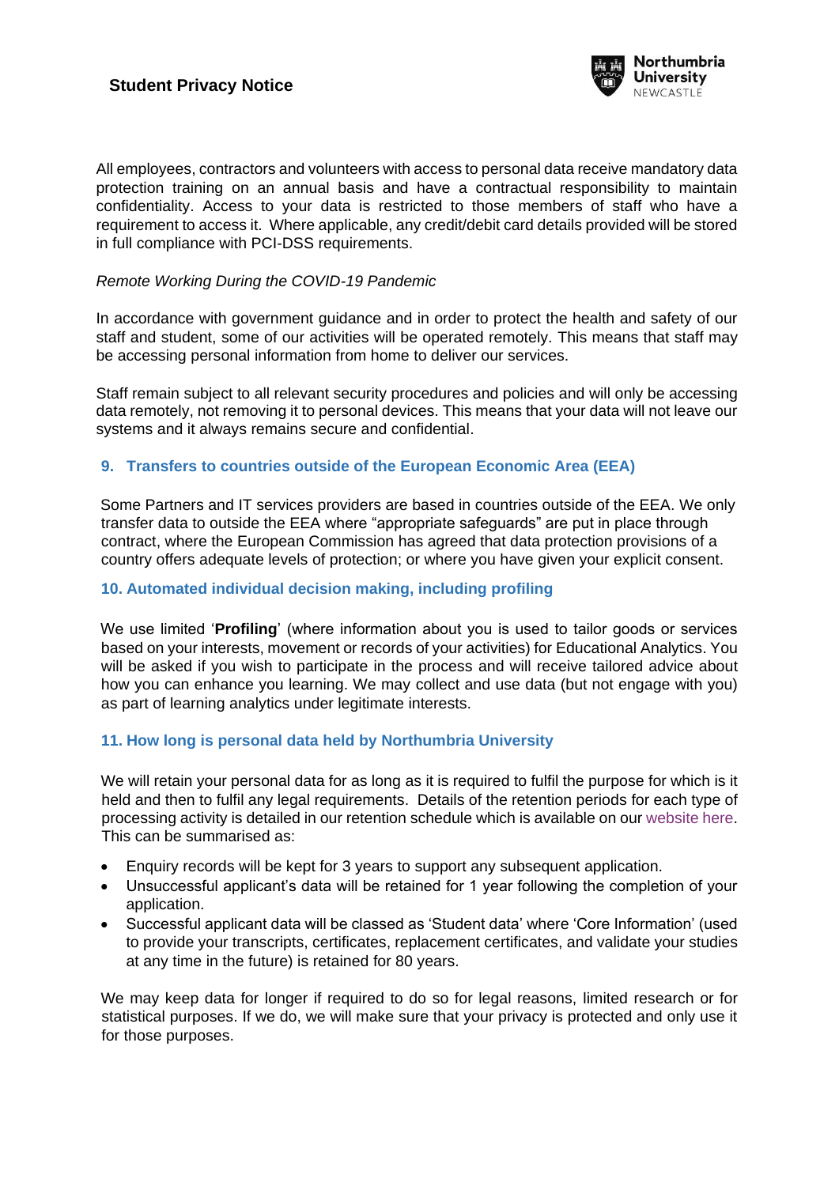All employees, contractors and volunteers with access to personal data receive mandatory data protection training on an annual basis and have a contractual responsibility to maintain confidentiality. Access to your data is restricted to those members of staff who have a requirement to access it. Where applicable, any credit/debit card details provided will be stored in full compliance with PCI-DSS requirements.

*Remote Working During the COVID-19 Pandemic*

In accordance with government guidance and in order to protect the health and safety of our staff and student, some of our activities will be operated remotely. This means that staff may be accessing personal information from home to deliver our services.

Staff remain subject to all relevant security procedures and policies and will only be accessing data remotely, not removing it to personal devices. This means that your data will not leave our systems and it always remains secure and confidential.

## 9. Transfers to countries outside of the European Economic Area (EEA)

Some Partners and IT services providers are based in countries outside of the EEA. We only transfer data to outside the EEA where "appropriate safeguards" are put in place through contract, where the European Commission has agreed that data protection provisions of a country offers adequate levels of protection; or where you have given your explicit consent.

## 10. Automated individual decision making, including profiling

We use limited '**Profiling**' (where information about you is used to tailor goods or services based on your interests, movement or records of your activities) for Educational Analytics. You will be asked if you wish to participate in the process and will receive tailored advice about how you can enhance you learning. We may collect and use data (but not engage with you) as part of learning analytics under legitimate interests.

## 11. How long is personal data held by Northumbria University

We will retain your personal data for as long as it is required to fulfil the purpose for which is it held and then to fulfil any legal requirements. Details of the retention periods for each type of processing activity is detailed in our retention schedule which is available on our website here. This can be summarised as:

- Enquiry records will be kept for 3 years to support any subsequent application.
- Unsuccessful applicant's data will be retained for 1 year following the completion of your application.
- Successful applicant data will be classed as 'Student data' where 'Core Information' (used to provide your transcripts, certificates, replacement certificates, and validate your studies at any time in the future) is retained for 80 years.

We may keep data for longer if required to do so for legal reasons, limited research or for statistical purposes. If we do, we will make sure that your privacy is protected and only use it for those purposes.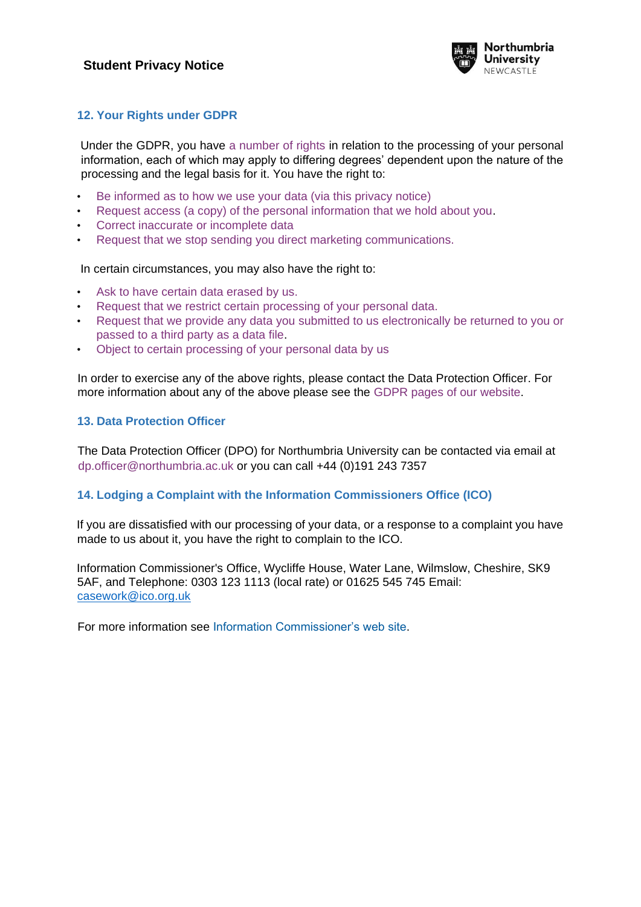## 12. Your Rights under GDPR

Under the GDPR, you have a number of rights in relation to the processing of your personal information, each of which may apply to differing degrees' dependent upon the nature of the processing and the legal basis for it. You have the right to:

- Be informed as to how we use your data (via this privacy notice)
- Request access (a copy) of the personal information that we hold about you.
- Correct inaccurate or incomplete data
- Request that we stop sending you direct marketing communications.

In certain circumstances, you may also have the right to:

- Ask to have certain data erased by us.
- Request that we restrict certain processing of your personal data.
- Request that we provide any data you submitted to us electronically be returned to you or passed to a third party as a data file.
- Object to certain processing of your personal data by us

In order to exercise any of the above rights, please contact the Data Protection Officer. For more information about any of the above please see the GDPR pages of our website.

## 13. Data Protection Officer

The Data Protection Officer (DPO) for Northumbria University can be contacted via email at dp.officer@northumbria.ac.uk or you can call +44 (0)191 243 7357

## 14. Lodging a Complaint with the Information Commissioners Office (ICO)

If you are dissatisfied with our processing of your data, or a response to a complaint you have made to us about it, you have the right to complain to the ICO.

Information Commissioner's Office, Wycliffe House, Water Lane, Wilmslow, Cheshire, SK9 5AF, and Telephone: 0303 123 1113 (local rate) or 01625 545 745 Email: casework@ico.org.uk

For more information see Information Commissioner's web site.